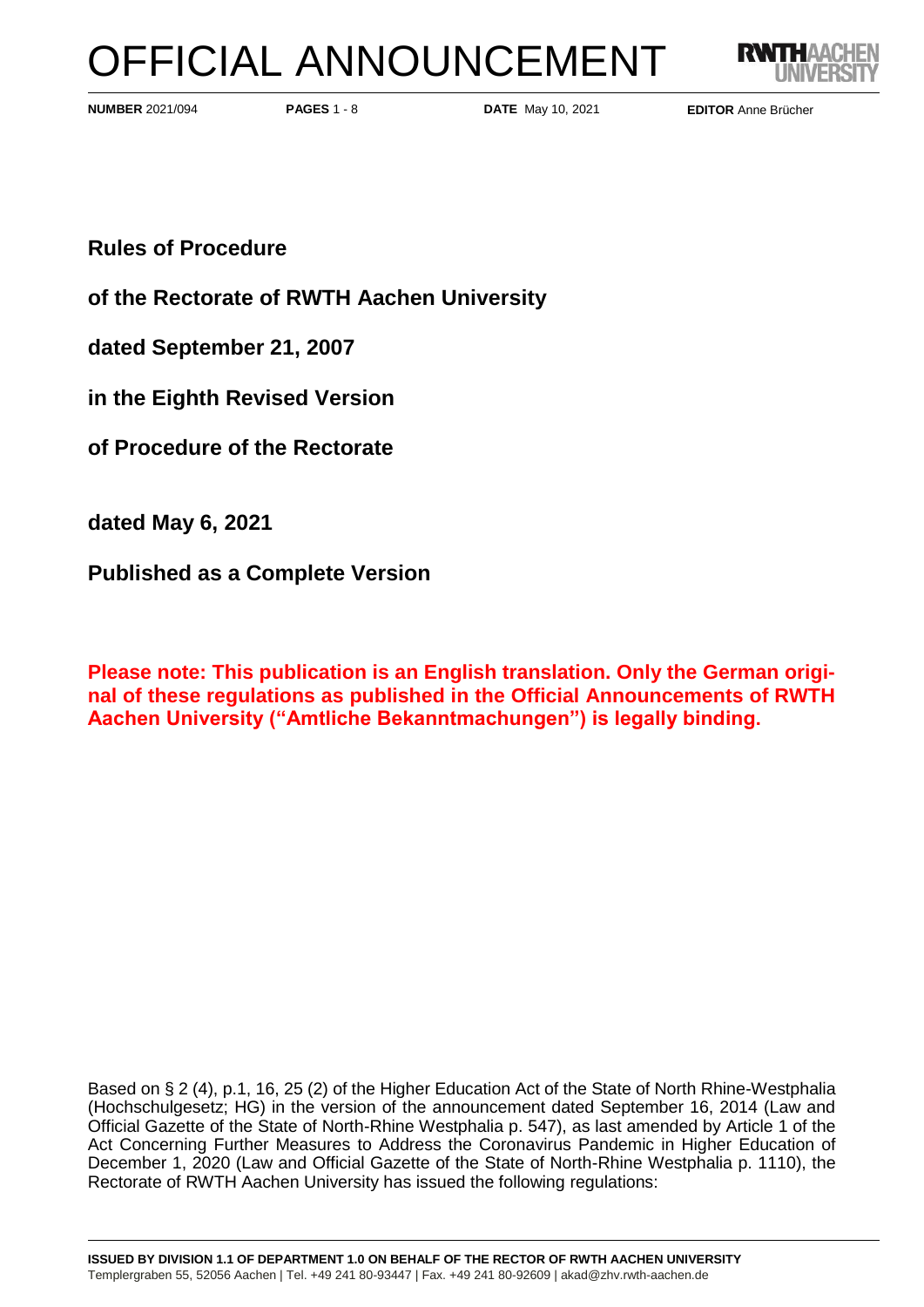# OFFICIAL ANNOUNCEMENT

**NUMBER** 2021/094 **PAGES** 1 - 8 **DATE** May 10, 2021 **EDITOR** Anne Brücher

**Rules of Procedure**

**of the Rectorate of RWTH Aachen University**

**dated September 21, 2007**

**in the Eighth Revised Version**

**of Procedure of the Rectorate**

**dated May 6, 2021**

**Published as a Complete Version**

**Please note: This publication is an English translation. Only the German original of these regulations as published in the Official Announcements of RWTH Aachen University ("Amtliche Bekanntmachungen") is legally binding.**

Based on § 2 (4), p.1, 16, 25 (2) of the Higher Education Act of the State of North Rhine-Westphalia (Hochschulgesetz; HG) in the version of the announcement dated September 16, 2014 (Law and Official Gazette of the State of North-Rhine Westphalia p. 547), as last amended by Article 1 of the Act Concerning Further Measures to Address the Coronavirus Pandemic in Higher Education of December 1, 2020 (Law and Official Gazette of the State of North-Rhine Westphalia p. 1110), the Rectorate of RWTH Aachen University has issued the following regulations:

**ISSUED BY DIVISION 1.1 OF DEPARTMENT 1.0 ON BEHALF OF THE RECTOR OF RWTH AACHEN UNIVERSITY**
Templergraben 55, 52056 Aachen | Tel. +49 241 80-93447 | Fax. +49 241 80-92609 | akad@zhv.rwth-aachen.de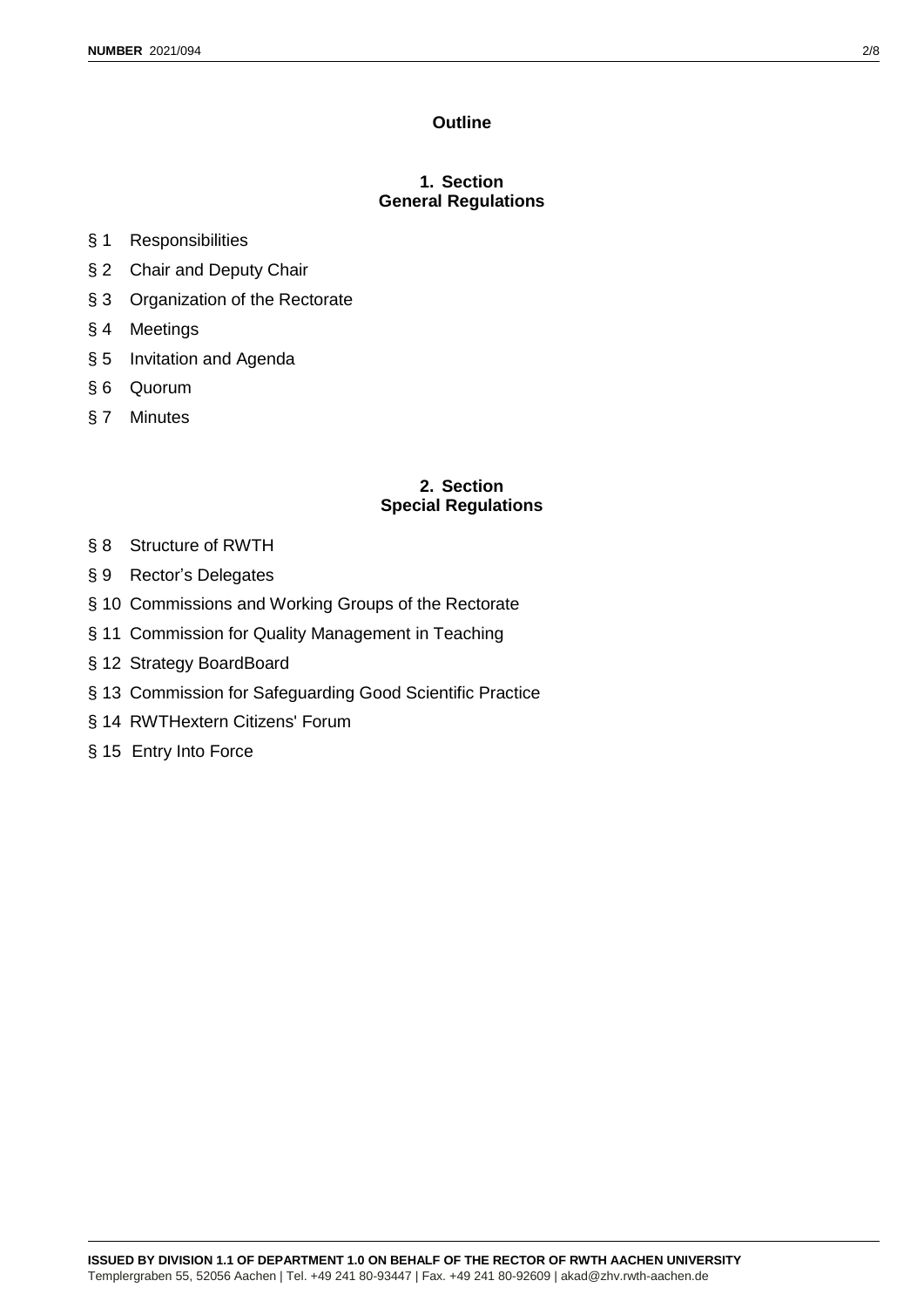# Outline

## 1. Section
## General Regulations

§ 1 Responsibilities

§ 2 Chair and Deputy Chair

§ 3 Organization of the Rectorate

§ 4 Meetings

§ 5 Invitation and Agenda

§ 6 Quorum

§ 7 Minutes

## 2. Section
## Special Regulations

§ 8 Structure of RWTH

§ 9 Rector's Delegates

§ 10 Commissions and Working Groups of the Rectorate

§ 11 Commission for Quality Management in Teaching

§ 12 Strategy BoardBoard

§ 13 Commission for Safeguarding Good Scientific Practice

§ 14 RWTHextern Citizens' Forum

§ 15 Entry Into Force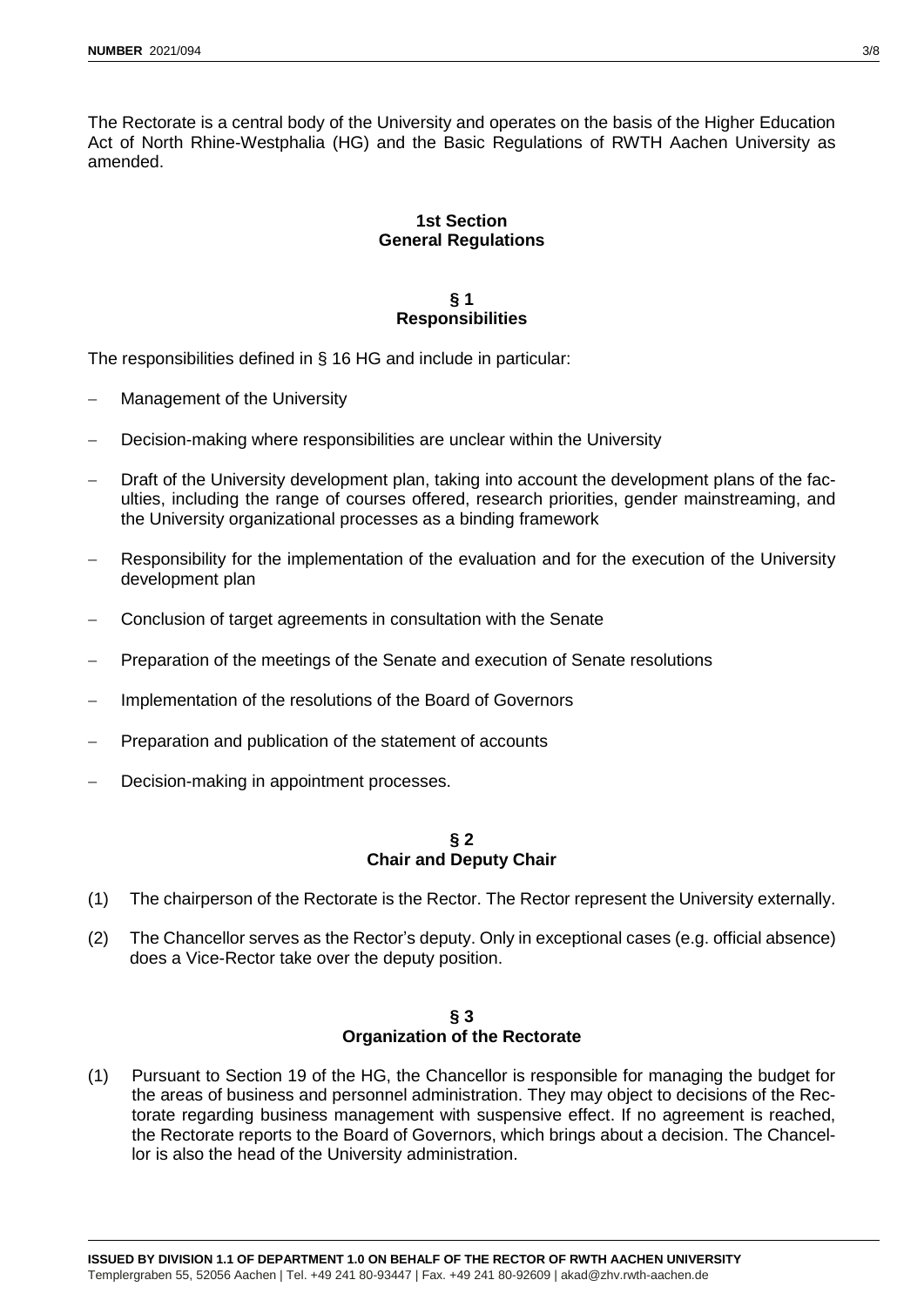The Rectorate is a central body of the University and operates on the basis of the Higher Education Act of North Rhine-Westphalia (HG) and the Basic Regulations of RWTH Aachen University as amended.

## 1st Section
## General Regulations

### § 1
### Responsibilities

The responsibilities defined in § 16 HG and include in particular:

- Management of the University
- Decision-making where responsibilities are unclear within the University
- Draft of the University development plan, taking into account the development plans of the faculties, including the range of courses offered, research priorities, gender mainstreaming, and the University organizational processes as a binding framework
- Responsibility for the implementation of the evaluation and for the execution of the University development plan
- Conclusion of target agreements in consultation with the Senate
- Preparation of the meetings of the Senate and execution of Senate resolutions
- Implementation of the resolutions of the Board of Governors
- Preparation and publication of the statement of accounts
- Decision-making in appointment processes.

### § 2
### Chair and Deputy Chair

(1) The chairperson of the Rectorate is the Rector. The Rector represent the University externally.

(2) The Chancellor serves as the Rector's deputy. Only in exceptional cases (e.g. official absence) does a Vice-Rector take over the deputy position.

### § 3
### Organization of the Rectorate

(1) Pursuant to Section 19 of the HG, the Chancellor is responsible for managing the budget for the areas of business and personnel administration. They may object to decisions of the Rectorate regarding business management with suspensive effect. If no agreement is reached, the Rectorate reports to the Board of Governors, which brings about a decision. The Chancellor is also the head of the University administration.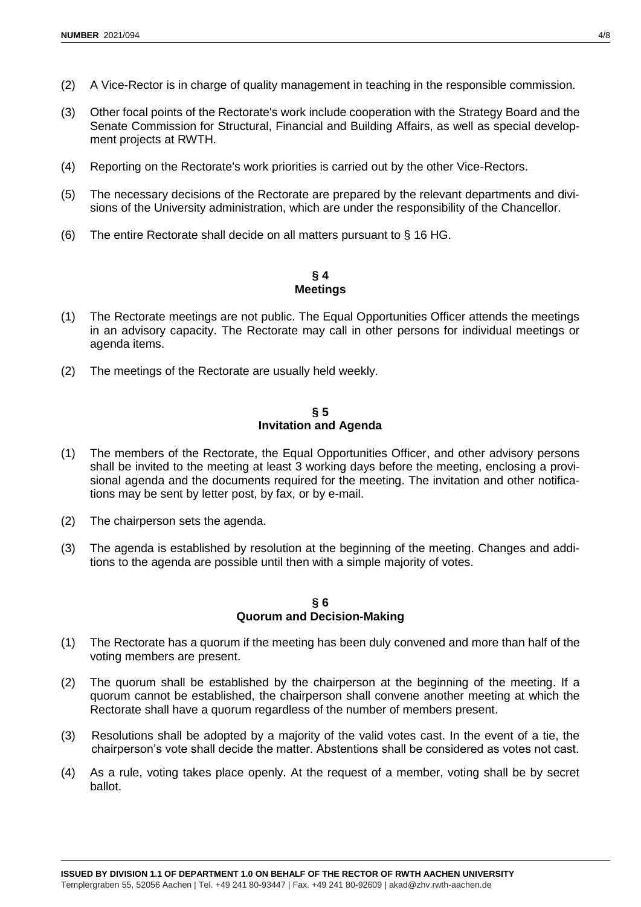(2) A Vice-Rector is in charge of quality management in teaching in the responsible commission.

(3) Other focal points of the Rectorate's work include cooperation with the Strategy Board and the Senate Commission for Structural, Financial and Building Affairs, as well as special development projects at RWTH.

(4) Reporting on the Rectorate's work priorities is carried out by the other Vice-Rectors.

(5) The necessary decisions of the Rectorate are prepared by the relevant departments and divisions of the University administration, which are under the responsibility of the Chancellor.

(6) The entire Rectorate shall decide on all matters pursuant to § 16 HG.

## § 4
## Meetings

(1) The Rectorate meetings are not public. The Equal Opportunities Officer attends the meetings in an advisory capacity. The Rectorate may call in other persons for individual meetings or agenda items.

(2) The meetings of the Rectorate are usually held weekly.

## § 5
## Invitation and Agenda

(1) The members of the Rectorate, the Equal Opportunities Officer, and other advisory persons shall be invited to the meeting at least 3 working days before the meeting, enclosing a provisional agenda and the documents required for the meeting. The invitation and other notifications may be sent by letter post, by fax, or by e-mail.

(2) The chairperson sets the agenda.

(3) The agenda is established by resolution at the beginning of the meeting. Changes and additions to the agenda are possible until then with a simple majority of votes.

## § 6
## Quorum and Decision-Making

(1) The Rectorate has a quorum if the meeting has been duly convened and more than half of the voting members are present.

(2) The quorum shall be established by the chairperson at the beginning of the meeting. If a quorum cannot be established, the chairperson shall convene another meeting at which the Rectorate shall have a quorum regardless of the number of members present.

(3) Resolutions shall be adopted by a majority of the valid votes cast. In the event of a tie, the chairperson's vote shall decide the matter. Abstentions shall be considered as votes not cast.

(4) As a rule, voting takes place openly. At the request of a member, voting shall be by secret ballot.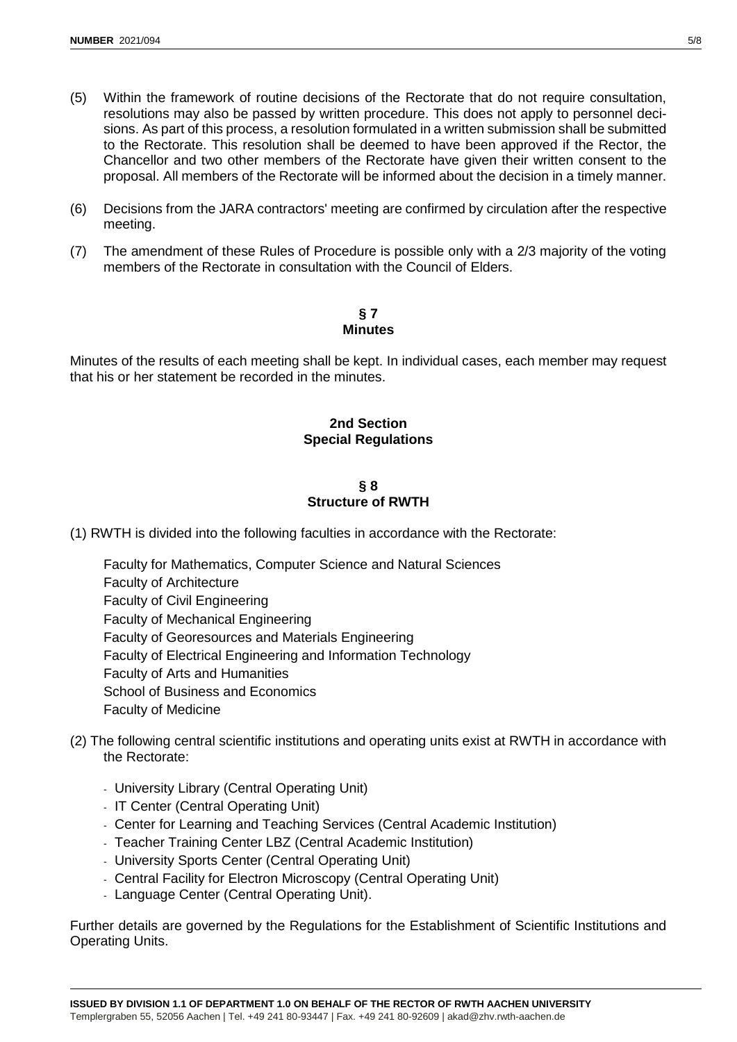(5) Within the framework of routine decisions of the Rectorate that do not require consultation, resolutions may also be passed by written procedure. This does not apply to personnel decisions. As part of this process, a resolution formulated in a written submission shall be submitted to the Rectorate. This resolution shall be deemed to have been approved if the Rector, the Chancellor and two other members of the Rectorate have given their written consent to the proposal. All members of the Rectorate will be informed about the decision in a timely manner.

(6) Decisions from the JARA contractors' meeting are confirmed by circulation after the respective meeting.

(7) The amendment of these Rules of Procedure is possible only with a 2/3 majority of the voting members of the Rectorate in consultation with the Council of Elders.

### § 7
### Minutes

Minutes of the results of each meeting shall be kept. In individual cases, each member may request that his or her statement be recorded in the minutes.

## 2nd Section
## Special Regulations

### § 8
### Structure of RWTH

(1) RWTH is divided into the following faculties in accordance with the Rectorate:

Faculty for Mathematics, Computer Science and Natural Sciences
Faculty of Architecture
Faculty of Civil Engineering
Faculty of Mechanical Engineering
Faculty of Georesources and Materials Engineering
Faculty of Electrical Engineering and Information Technology
Faculty of Arts and Humanities
School of Business and Economics
Faculty of Medicine

(2) The following central scientific institutions and operating units exist at RWTH in accordance with the Rectorate:

- University Library (Central Operating Unit)
- IT Center (Central Operating Unit)
- Center for Learning and Teaching Services (Central Academic Institution)
- Teacher Training Center LBZ (Central Academic Institution)
- University Sports Center (Central Operating Unit)
- Central Facility for Electron Microscopy (Central Operating Unit)
- Language Center (Central Operating Unit).

Further details are governed by the Regulations for the Establishment of Scientific Institutions and Operating Units.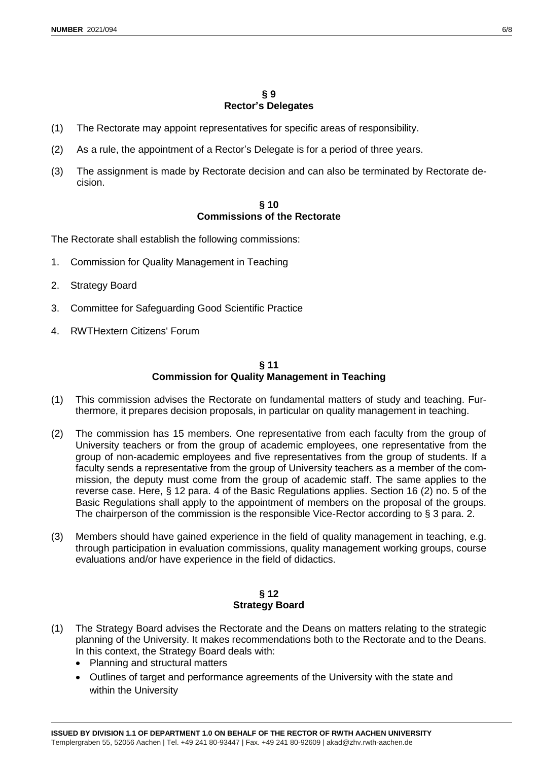## § 9
## Rector's Delegates

(1) The Rectorate may appoint representatives for specific areas of responsibility.

(2) As a rule, the appointment of a Rector's Delegate is for a period of three years.

(3) The assignment is made by Rectorate decision and can also be terminated by Rectorate decision.

## § 10
## Commissions of the Rectorate

The Rectorate shall establish the following commissions:

1. Commission for Quality Management in Teaching

2. Strategy Board

3. Committee for Safeguarding Good Scientific Practice

4. RWTHextern Citizens' Forum

## § 11
## Commission for Quality Management in Teaching

(1) This commission advises the Rectorate on fundamental matters of study and teaching. Furthermore, it prepares decision proposals, in particular on quality management in teaching.

(2) The commission has 15 members. One representative from each faculty from the group of University teachers or from the group of academic employees, one representative from the group of non-academic employees and five representatives from the group of students. If a faculty sends a representative from the group of University teachers as a member of the commission, the deputy must come from the group of academic staff. The same applies to the reverse case. Here, § 12 para. 4 of the Basic Regulations applies. Section 16 (2) no. 5 of the Basic Regulations shall apply to the appointment of members on the proposal of the groups. The chairperson of the commission is the responsible Vice-Rector according to § 3 para. 2.

(3) Members should have gained experience in the field of quality management in teaching, e.g. through participation in evaluation commissions, quality management working groups, course evaluations and/or have experience in the field of didactics.

## § 12
## Strategy Board

(1) The Strategy Board advises the Rectorate and the Deans on matters relating to the strategic planning of the University. It makes recommendations both to the Rectorate and to the Deans. In this context, the Strategy Board deals with:
   - Planning and structural matters
   - Outlines of target and performance agreements of the University with the state and within the University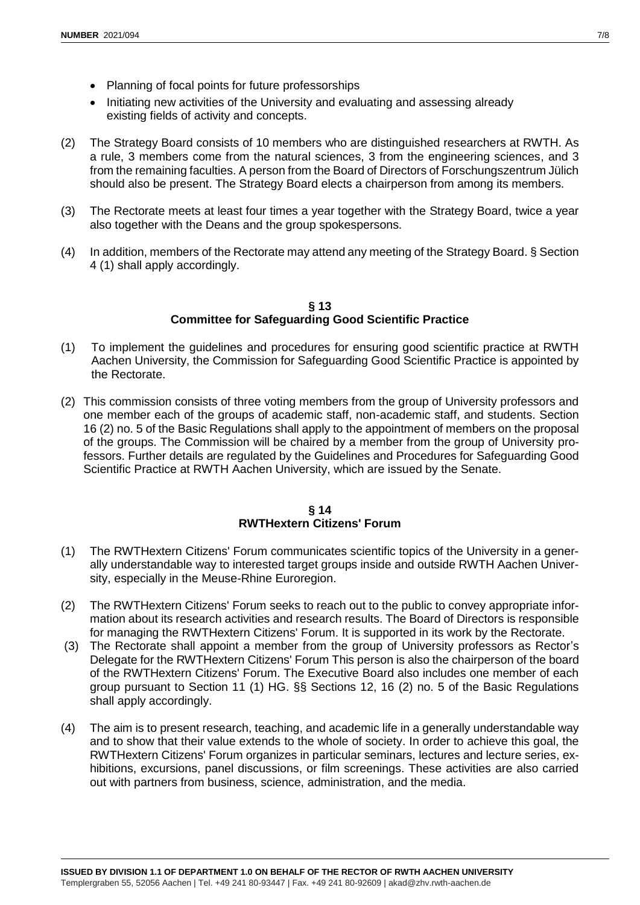- Planning of focal points for future professorships
- Initiating new activities of the University and evaluating and assessing already existing fields of activity and concepts.

(2) The Strategy Board consists of 10 members who are distinguished researchers at RWTH. As a rule, 3 members come from the natural sciences, 3 from the engineering sciences, and 3 from the remaining faculties. A person from the Board of Directors of Forschungszentrum Jülich should also be present. The Strategy Board elects a chairperson from among its members.

(3) The Rectorate meets at least four times a year together with the Strategy Board, twice a year also together with the Deans and the group spokespersons.

(4) In addition, members of the Rectorate may attend any meeting of the Strategy Board. § Section 4 (1) shall apply accordingly.

## § 13
## Committee for Safeguarding Good Scientific Practice

(1) To implement the guidelines and procedures for ensuring good scientific practice at RWTH Aachen University, the Commission for Safeguarding Good Scientific Practice is appointed by the Rectorate.

(2) This commission consists of three voting members from the group of University professors and one member each of the groups of academic staff, non-academic staff, and students. Section 16 (2) no. 5 of the Basic Regulations shall apply to the appointment of members on the proposal of the groups. The Commission will be chaired by a member from the group of University professors. Further details are regulated by the Guidelines and Procedures for Safeguarding Good Scientific Practice at RWTH Aachen University, which are issued by the Senate.

## § 14
## RWTHextern Citizens' Forum

(1) The RWTHextern Citizens' Forum communicates scientific topics of the University in a generally understandable way to interested target groups inside and outside RWTH Aachen University, especially in the Meuse-Rhine Euroregion.

(2) The RWTHextern Citizens' Forum seeks to reach out to the public to convey appropriate information about its research activities and research results. The Board of Directors is responsible for managing the RWTHextern Citizens' Forum. It is supported in its work by the Rectorate.

(3) The Rectorate shall appoint a member from the group of University professors as Rector's Delegate for the RWTHextern Citizens' Forum This person is also the chairperson of the board of the RWTHextern Citizens' Forum. The Executive Board also includes one member of each group pursuant to Section 11 (1) HG. §§ Sections 12, 16 (2) no. 5 of the Basic Regulations shall apply accordingly.

(4) The aim is to present research, teaching, and academic life in a generally understandable way and to show that their value extends to the whole of society. In order to achieve this goal, the RWTHextern Citizens' Forum organizes in particular seminars, lectures and lecture series, exhibitions, excursions, panel discussions, or film screenings. These activities are also carried out with partners from business, science, administration, and the media.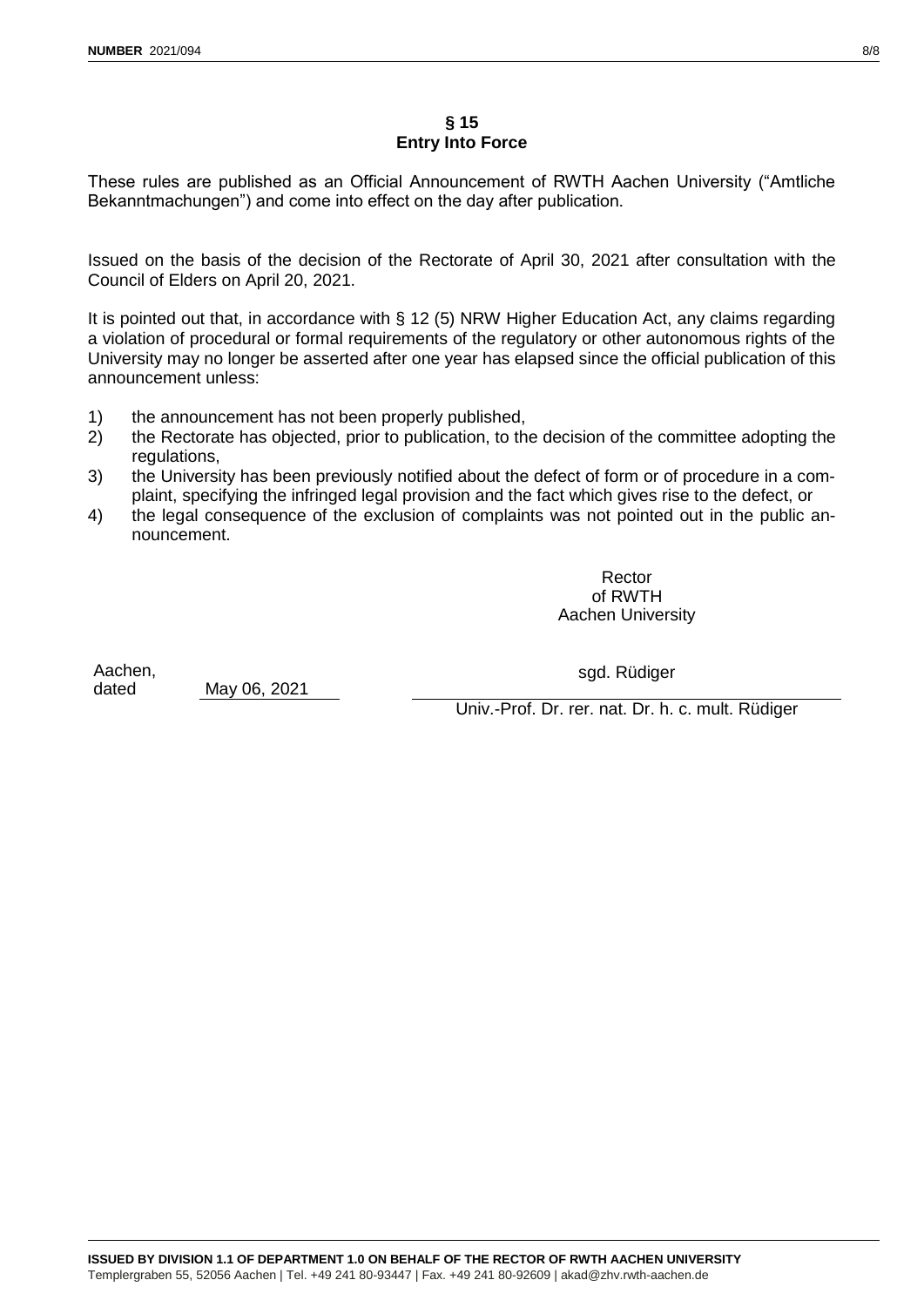## § 15
## Entry Into Force

These rules are published as an Official Announcement of RWTH Aachen University ("Amtliche Bekanntmachungen") and come into effect on the day after publication.

Issued on the basis of the decision of the Rectorate of April 30, 2021 after consultation with the Council of Elders on April 20, 2021.

It is pointed out that, in accordance with § 12 (5) NRW Higher Education Act, any claims regarding a violation of procedural or formal requirements of the regulatory or other autonomous rights of the University may no longer be asserted after one year has elapsed since the official publication of this announcement unless:

1) the announcement has not been properly published,
2) the Rectorate has objected, prior to publication, to the decision of the committee adopting the regulations,
3) the University has been previously notified about the defect of form or of procedure in a complaint, specifying the infringed legal provision and the fact which gives rise to the defect, or
4) the legal consequence of the exclusion of complaints was not pointed out in the public announcement.

Rector
of RWTH
Aachen University

Aachen,
dated May 06, 2021

sgd. Rüdiger

Univ.-Prof. Dr. rer. nat. Dr. h. c. mult. Rüdiger

**ISSUED BY DIVISION 1.1 OF DEPARTMENT 1.0 ON BEHALF OF THE RECTOR OF RWTH AACHEN UNIVERSITY**
Templergraben 55, 52056 Aachen | Tel. +49 241 80-93447 | Fax. +49 241 80-92609 | akad@zhv.rwth-aachen.de